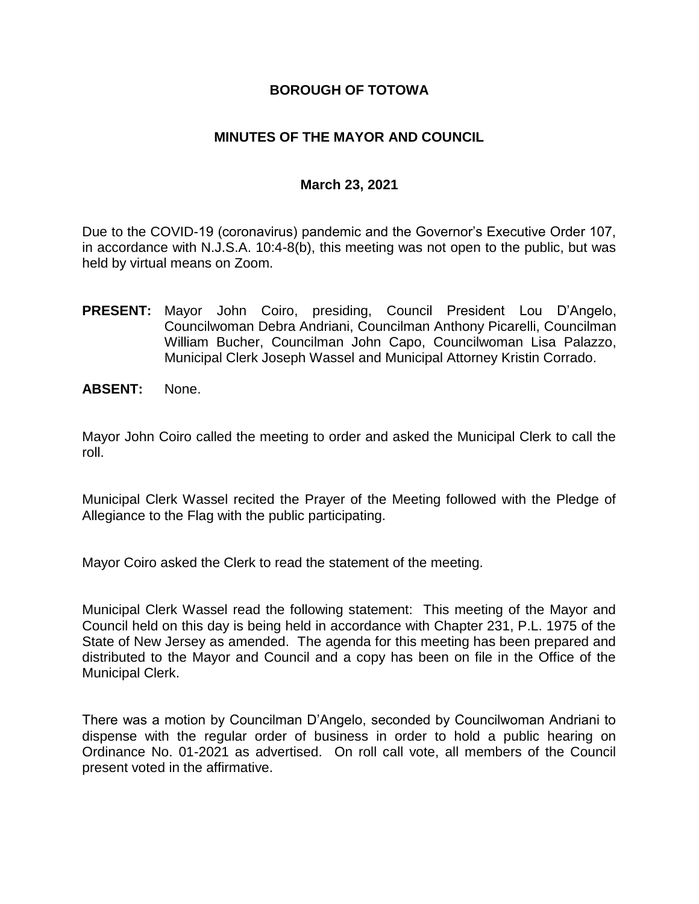# BOROUGH OF TOTOWA

## MINUTES OF THE MAYOR AND COUNCIL

### March 23, 2021

Due to the COVID-19 (coronavirus) pandemic and the Governor's Executive Order 107, in accordance with N.J.S.A. 10:4-8(b), this meeting was not open to the public, but was held by virtual means on Zoom.

**PRESENT:** Mayor John Coiro, presiding, Council President Lou D'Angelo, Councilwoman Debra Andriani, Councilman Anthony Picarelli, Councilman William Bucher, Councilman John Capo, Councilwoman Lisa Palazzo, Municipal Clerk Joseph Wassel and Municipal Attorney Kristin Corrado.

**ABSENT:** None.

Mayor John Coiro called the meeting to order and asked the Municipal Clerk to call the roll.

Municipal Clerk Wassel recited the Prayer of the Meeting followed with the Pledge of Allegiance to the Flag with the public participating.

Mayor Coiro asked the Clerk to read the statement of the meeting.

Municipal Clerk Wassel read the following statement: This meeting of the Mayor and Council held on this day is being held in accordance with Chapter 231, P.L. 1975 of the State of New Jersey as amended. The agenda for this meeting has been prepared and distributed to the Mayor and Council and a copy has been on file in the Office of the Municipal Clerk.

There was a motion by Councilman D'Angelo, seconded by Councilwoman Andriani to dispense with the regular order of business in order to hold a public hearing on Ordinance No. 01-2021 as advertised. On roll call vote, all members of the Council present voted in the affirmative.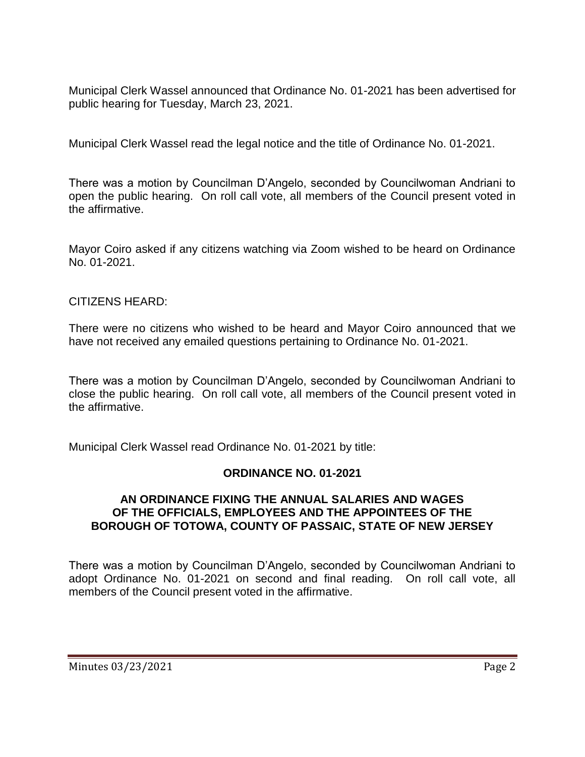Municipal Clerk Wassel announced that Ordinance No. 01-2021 has been advertised for public hearing for Tuesday, March 23, 2021.

Municipal Clerk Wassel read the legal notice and the title of Ordinance No. 01-2021.

There was a motion by Councilman D'Angelo, seconded by Councilwoman Andriani to open the public hearing. On roll call vote, all members of the Council present voted in the affirmative.

Mayor Coiro asked if any citizens watching via Zoom wished to be heard on Ordinance No. 01-2021.

CITIZENS HEARD:

There were no citizens who wished to be heard and Mayor Coiro announced that we have not received any emailed questions pertaining to Ordinance No. 01-2021.

There was a motion by Councilman D'Angelo, seconded by Councilwoman Andriani to close the public hearing. On roll call vote, all members of the Council present voted in the affirmative.

Municipal Clerk Wassel read Ordinance No. 01-2021 by title:

**ORDINANCE NO. 01-2021**

**AN ORDINANCE FIXING THE ANNUAL SALARIES AND WAGES OF THE OFFICIALS, EMPLOYEES AND THE APPOINTEES OF THE BOROUGH OF TOTOWA, COUNTY OF PASSAIC, STATE OF NEW JERSEY**

There was a motion by Councilman D'Angelo, seconded by Councilwoman Andriani to adopt Ordinance No. 01-2021 on second and final reading. On roll call vote, all members of the Council present voted in the affirmative.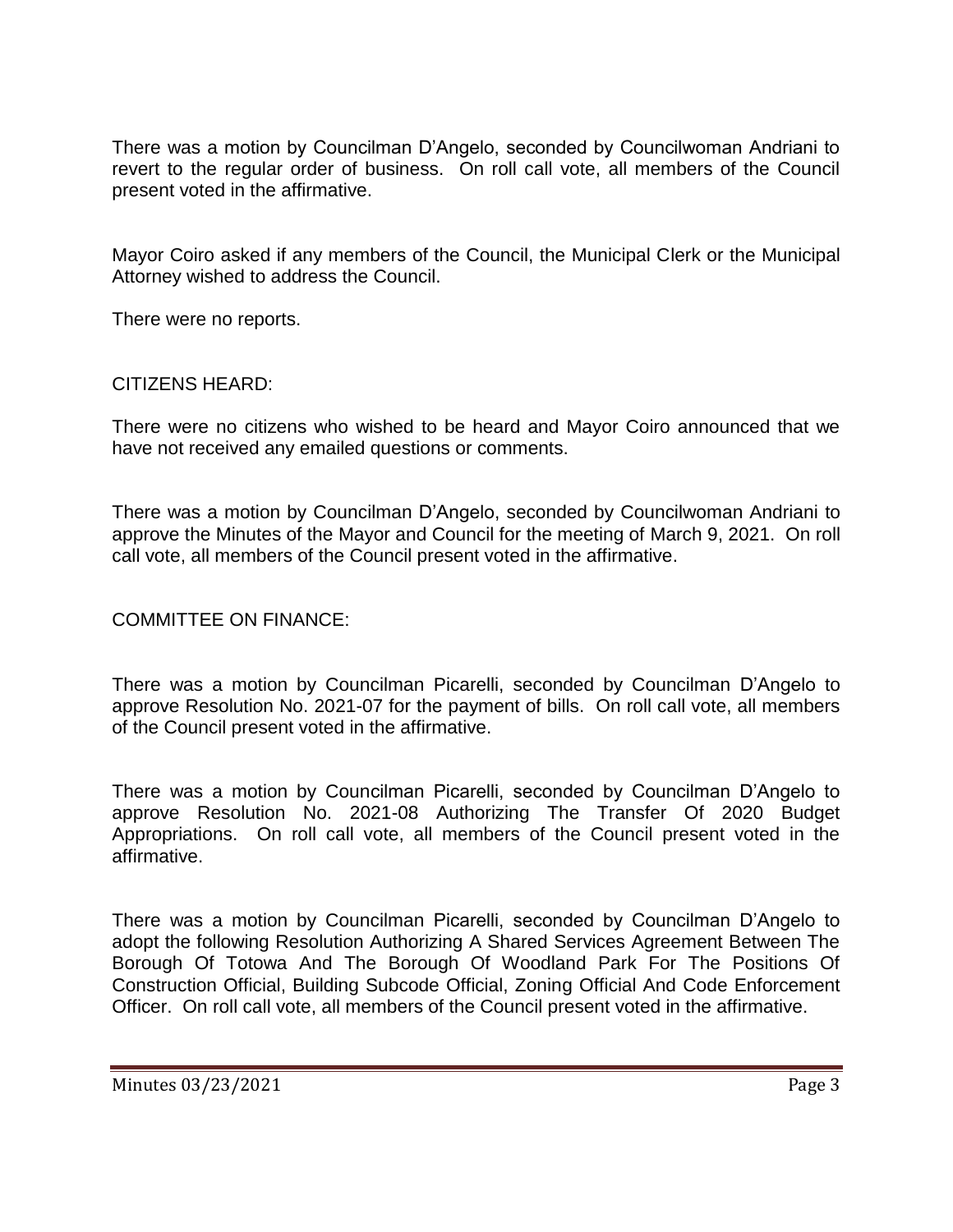There was a motion by Councilman D'Angelo, seconded by Councilwoman Andriani to revert to the regular order of business. On roll call vote, all members of the Council present voted in the affirmative.

Mayor Coiro asked if any members of the Council, the Municipal Clerk or the Municipal Attorney wished to address the Council.

There were no reports.

CITIZENS HEARD:

There were no citizens who wished to be heard and Mayor Coiro announced that we have not received any emailed questions or comments.

There was a motion by Councilman D'Angelo, seconded by Councilwoman Andriani to approve the Minutes of the Mayor and Council for the meeting of March 9, 2021. On roll call vote, all members of the Council present voted in the affirmative.

COMMITTEE ON FINANCE:

There was a motion by Councilman Picarelli, seconded by Councilman D'Angelo to approve Resolution No. 2021-07 for the payment of bills. On roll call vote, all members of the Council present voted in the affirmative.

There was a motion by Councilman Picarelli, seconded by Councilman D'Angelo to approve Resolution No. 2021-08 Authorizing The Transfer Of 2020 Budget Appropriations. On roll call vote, all members of the Council present voted in the affirmative.

There was a motion by Councilman Picarelli, seconded by Councilman D'Angelo to adopt the following Resolution Authorizing A Shared Services Agreement Between The Borough Of Totowa And The Borough Of Woodland Park For The Positions Of Construction Official, Building Subcode Official, Zoning Official And Code Enforcement Officer. On roll call vote, all members of the Council present voted in the affirmative.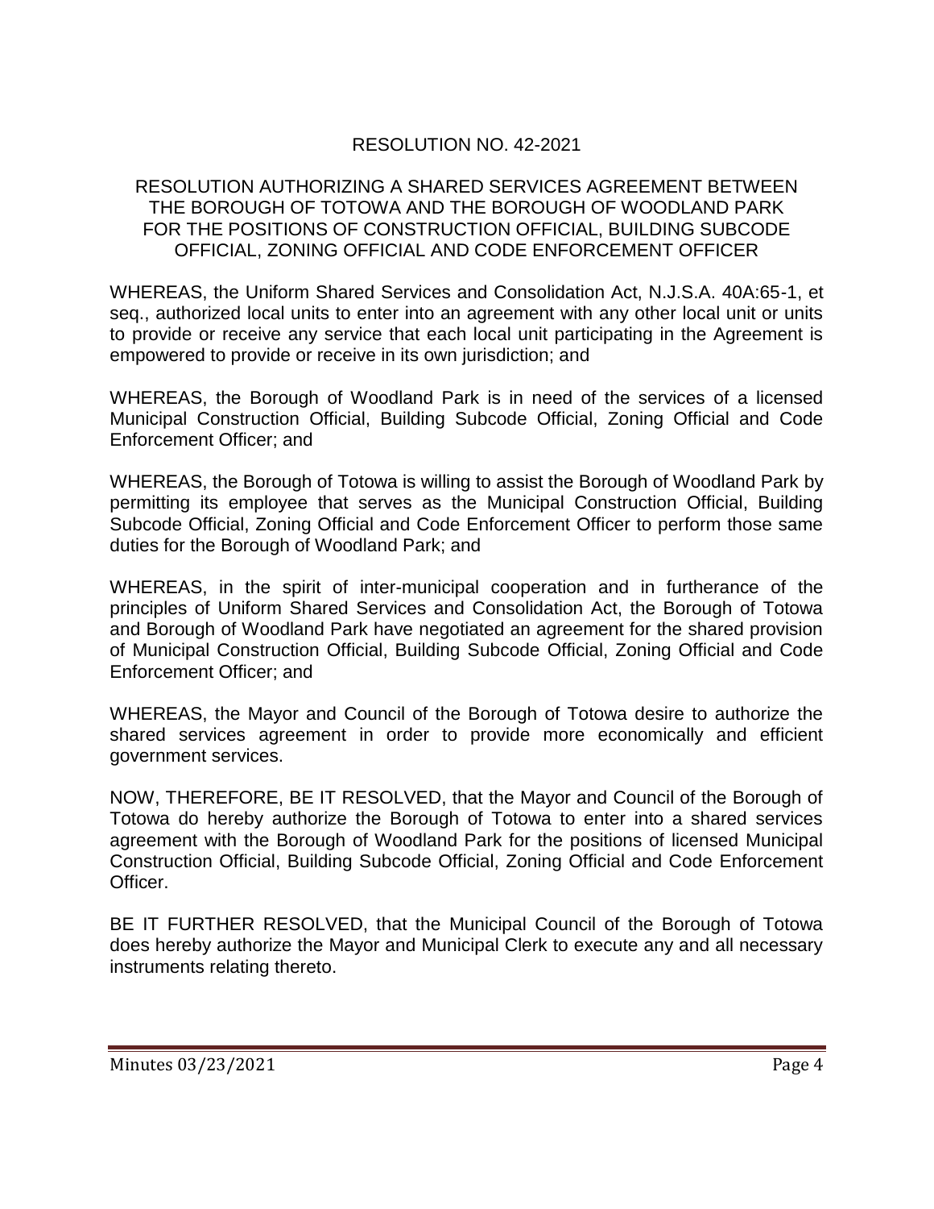## RESOLUTION NO. 42-2021

## RESOLUTION AUTHORIZING A SHARED SERVICES AGREEMENT BETWEEN THE BOROUGH OF TOTOWA AND THE BOROUGH OF WOODLAND PARK FOR THE POSITIONS OF CONSTRUCTION OFFICIAL, BUILDING SUBCODE OFFICIAL, ZONING OFFICIAL AND CODE ENFORCEMENT OFFICER

WHEREAS, the Uniform Shared Services and Consolidation Act, N.J.S.A. 40A:65-1, et seq., authorized local units to enter into an agreement with any other local unit or units to provide or receive any service that each local unit participating in the Agreement is empowered to provide or receive in its own jurisdiction; and

WHEREAS, the Borough of Woodland Park is in need of the services of a licensed Municipal Construction Official, Building Subcode Official, Zoning Official and Code Enforcement Officer; and

WHEREAS, the Borough of Totowa is willing to assist the Borough of Woodland Park by permitting its employee that serves as the Municipal Construction Official, Building Subcode Official, Zoning Official and Code Enforcement Officer to perform those same duties for the Borough of Woodland Park; and

WHEREAS, in the spirit of inter-municipal cooperation and in furtherance of the principles of Uniform Shared Services and Consolidation Act, the Borough of Totowa and Borough of Woodland Park have negotiated an agreement for the shared provision of Municipal Construction Official, Building Subcode Official, Zoning Official and Code Enforcement Officer; and

WHEREAS, the Mayor and Council of the Borough of Totowa desire to authorize the shared services agreement in order to provide more economically and efficient government services.

NOW, THEREFORE, BE IT RESOLVED, that the Mayor and Council of the Borough of Totowa do hereby authorize the Borough of Totowa to enter into a shared services agreement with the Borough of Woodland Park for the positions of licensed Municipal Construction Official, Building Subcode Official, Zoning Official and Code Enforcement Officer.

BE IT FURTHER RESOLVED, that the Municipal Council of the Borough of Totowa does hereby authorize the Mayor and Municipal Clerk to execute any and all necessary instruments relating thereto.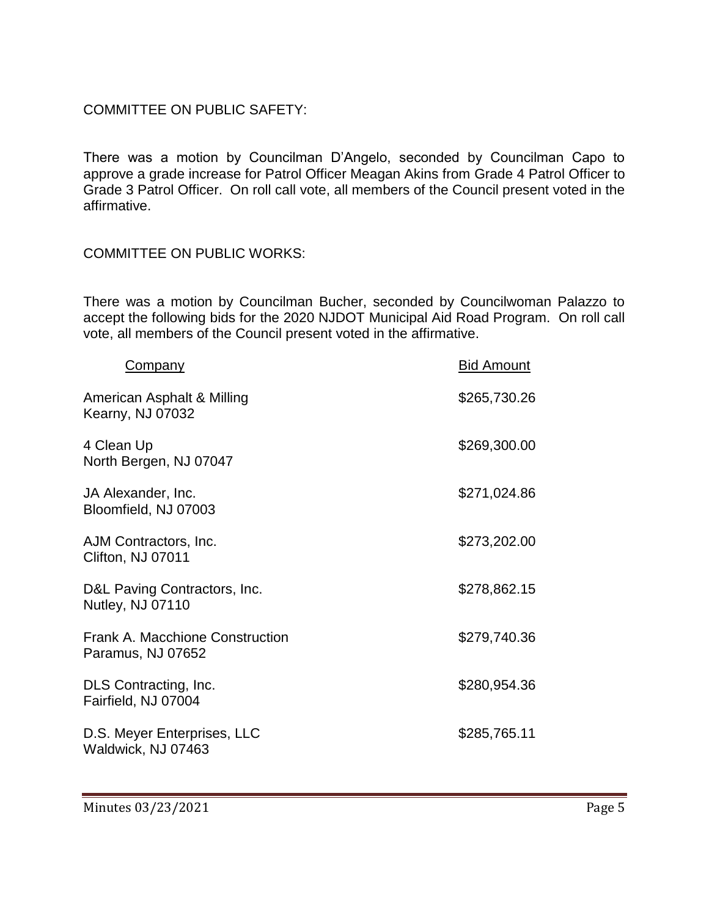COMMITTEE ON PUBLIC SAFETY:

There was a motion by Councilman D'Angelo, seconded by Councilman Capo to approve a grade increase for Patrol Officer Meagan Akins from Grade 4 Patrol Officer to Grade 3 Patrol Officer. On roll call vote, all members of the Council present voted in the affirmative.

COMMITTEE ON PUBLIC WORKS:

There was a motion by Councilman Bucher, seconded by Councilwoman Palazzo to accept the following bids for the 2020 NJDOT Municipal Aid Road Program. On roll call vote, all members of the Council present voted in the affirmative.

| Company | Bid Amount |
|---|---|
| American Asphalt & Milling<br>Kearny, NJ 07032 | $265,730.26 |
| 4 Clean Up<br>North Bergen, NJ 07047 | $269,300.00 |
| JA Alexander, Inc.<br>Bloomfield, NJ 07003 | $271,024.86 |
| AJM Contractors, Inc.<br>Clifton, NJ 07011 | $273,202.00 |
| D&L Paving Contractors, Inc.<br>Nutley, NJ 07110 | $278,862.15 |
| Frank A. Macchione Construction<br>Paramus, NJ 07652 | $279,740.36 |
| DLS Contracting, Inc.<br>Fairfield, NJ 07004 | $280,954.36 |
| D.S. Meyer Enterprises, LLC<br>Waldwick, NJ 07463 | $285,765.11 |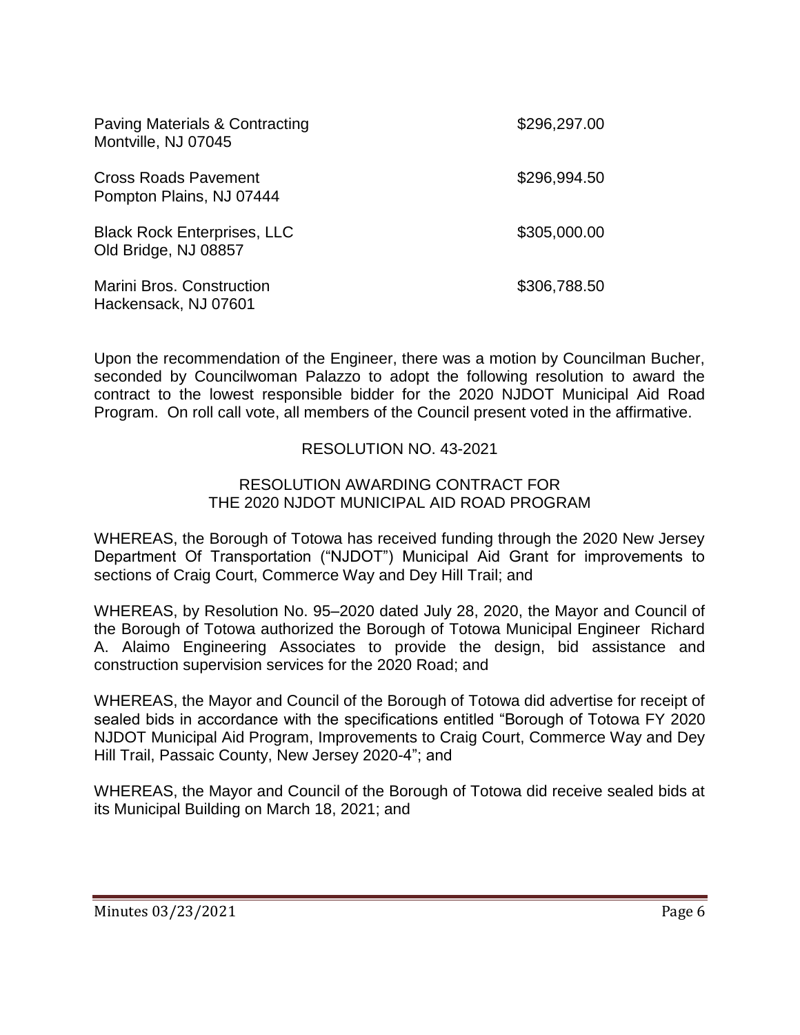| | |
|---|---|
| Paving Materials & Contracting<br>Montville, NJ 07045 | \$296,297.00 |
| Cross Roads Pavement<br>Pompton Plains, NJ 07444 | \$296,994.50 |
| Black Rock Enterprises, LLC<br>Old Bridge, NJ 08857 | \$305,000.00 |
| Marini Bros. Construction<br>Hackensack, NJ 07601 | \$306,788.50 |

Upon the recommendation of the Engineer, there was a motion by Councilman Bucher, seconded by Councilwoman Palazzo to adopt the following resolution to award the contract to the lowest responsible bidder for the 2020 NJDOT Municipal Aid Road Program. On roll call vote, all members of the Council present voted in the affirmative.

RESOLUTION NO. 43-2021

RESOLUTION AWARDING CONTRACT FOR THE 2020 NJDOT MUNICIPAL AID ROAD PROGRAM

WHEREAS, the Borough of Totowa has received funding through the 2020 New Jersey Department Of Transportation ("NJDOT") Municipal Aid Grant for improvements to sections of Craig Court, Commerce Way and Dey Hill Trail; and

WHEREAS, by Resolution No. 95–2020 dated July 28, 2020, the Mayor and Council of the Borough of Totowa authorized the Borough of Totowa Municipal Engineer Richard A. Alaimo Engineering Associates to provide the design, bid assistance and construction supervision services for the 2020 Road; and

WHEREAS, the Mayor and Council of the Borough of Totowa did advertise for receipt of sealed bids in accordance with the specifications entitled "Borough of Totowa FY 2020 NJDOT Municipal Aid Program, Improvements to Craig Court, Commerce Way and Dey Hill Trail, Passaic County, New Jersey 2020-4"; and

WHEREAS, the Mayor and Council of the Borough of Totowa did receive sealed bids at its Municipal Building on March 18, 2021; and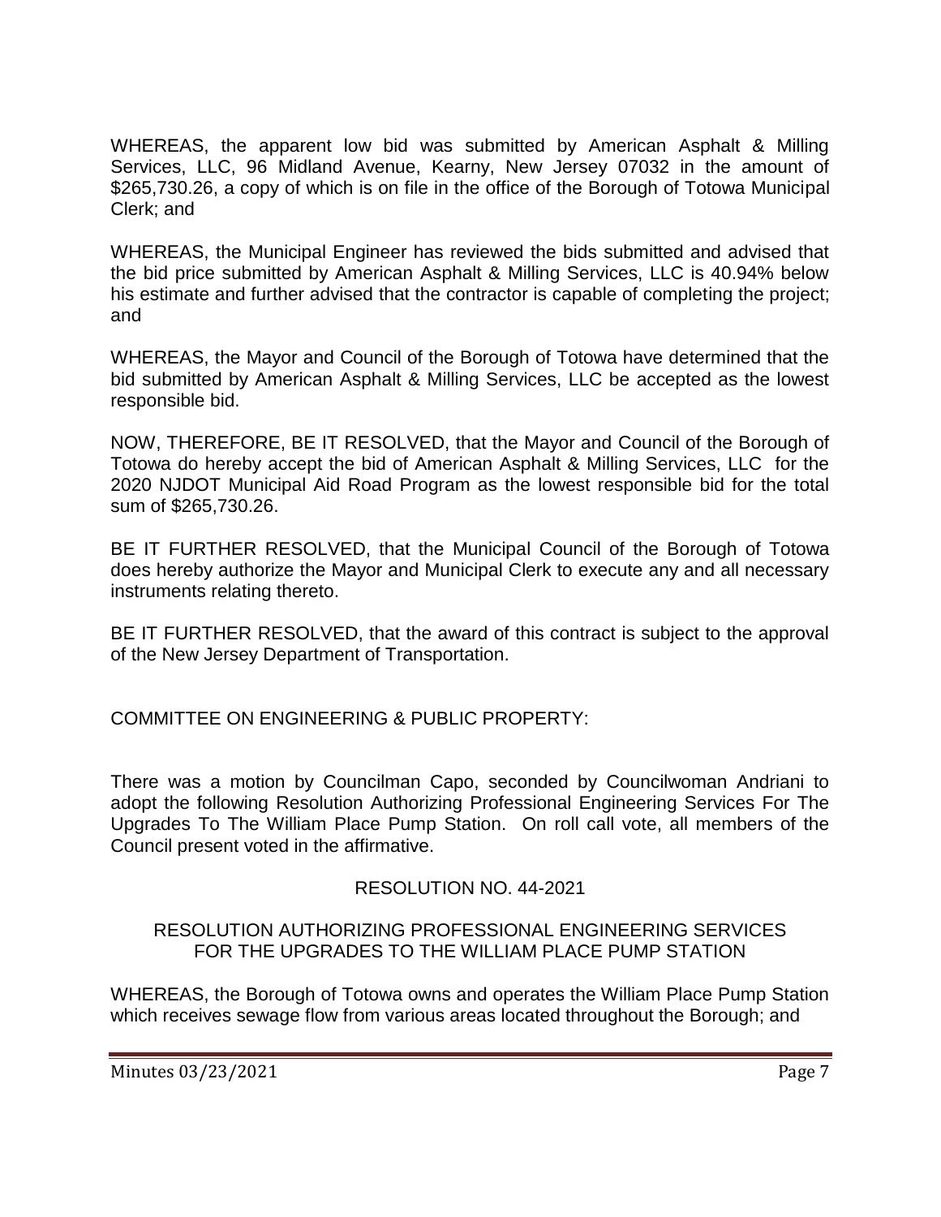WHEREAS, the apparent low bid was submitted by American Asphalt & Milling Services, LLC, 96 Midland Avenue, Kearny, New Jersey 07032 in the amount of $265,730.26, a copy of which is on file in the office of the Borough of Totowa Municipal Clerk; and

WHEREAS, the Municipal Engineer has reviewed the bids submitted and advised that the bid price submitted by American Asphalt & Milling Services, LLC is 40.94% below his estimate and further advised that the contractor is capable of completing the project; and

WHEREAS, the Mayor and Council of the Borough of Totowa have determined that the bid submitted by American Asphalt & Milling Services, LLC be accepted as the lowest responsible bid.

NOW, THEREFORE, BE IT RESOLVED, that the Mayor and Council of the Borough of Totowa do hereby accept the bid of American Asphalt & Milling Services, LLC for the 2020 NJDOT Municipal Aid Road Program as the lowest responsible bid for the total sum of $265,730.26.

BE IT FURTHER RESOLVED, that the Municipal Council of the Borough of Totowa does hereby authorize the Mayor and Municipal Clerk to execute any and all necessary instruments relating thereto.

BE IT FURTHER RESOLVED, that the award of this contract is subject to the approval of the New Jersey Department of Transportation.

COMMITTEE ON ENGINEERING & PUBLIC PROPERTY:

There was a motion by Councilman Capo, seconded by Councilwoman Andriani to adopt the following Resolution Authorizing Professional Engineering Services For The Upgrades To The William Place Pump Station. On roll call vote, all members of the Council present voted in the affirmative.

RESOLUTION NO. 44-2021

RESOLUTION AUTHORIZING PROFESSIONAL ENGINEERING SERVICES FOR THE UPGRADES TO THE WILLIAM PLACE PUMP STATION

WHEREAS, the Borough of Totowa owns and operates the William Place Pump Station which receives sewage flow from various areas located throughout the Borough; and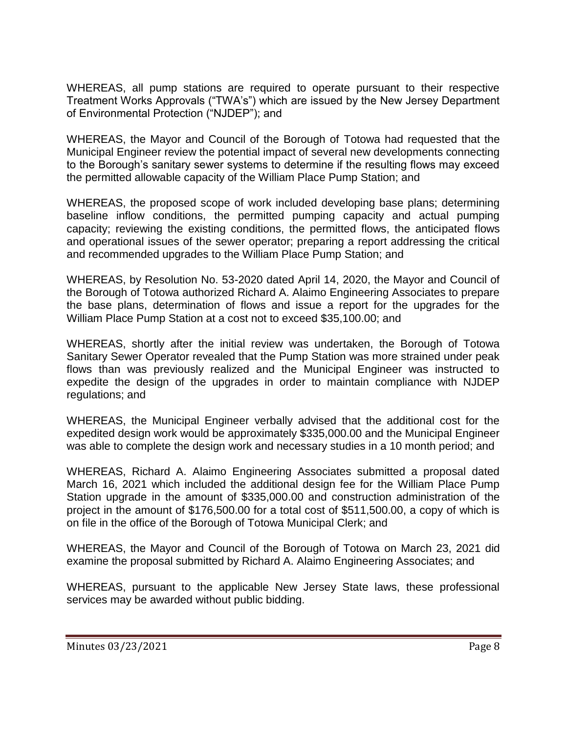WHEREAS, all pump stations are required to operate pursuant to their respective Treatment Works Approvals ("TWA's") which are issued by the New Jersey Department of Environmental Protection ("NJDEP"); and

WHEREAS, the Mayor and Council of the Borough of Totowa had requested that the Municipal Engineer review the potential impact of several new developments connecting to the Borough's sanitary sewer systems to determine if the resulting flows may exceed the permitted allowable capacity of the William Place Pump Station; and

WHEREAS, the proposed scope of work included developing base plans; determining baseline inflow conditions, the permitted pumping capacity and actual pumping capacity; reviewing the existing conditions, the permitted flows, the anticipated flows and operational issues of the sewer operator; preparing a report addressing the critical and recommended upgrades to the William Place Pump Station; and

WHEREAS, by Resolution No. 53-2020 dated April 14, 2020, the Mayor and Council of the Borough of Totowa authorized Richard A. Alaimo Engineering Associates to prepare the base plans, determination of flows and issue a report for the upgrades for the William Place Pump Station at a cost not to exceed $35,100.00; and

WHEREAS, shortly after the initial review was undertaken, the Borough of Totowa Sanitary Sewer Operator revealed that the Pump Station was more strained under peak flows than was previously realized and the Municipal Engineer was instructed to expedite the design of the upgrades in order to maintain compliance with NJDEP regulations; and

WHEREAS, the Municipal Engineer verbally advised that the additional cost for the expedited design work would be approximately $335,000.00 and the Municipal Engineer was able to complete the design work and necessary studies in a 10 month period; and

WHEREAS, Richard A. Alaimo Engineering Associates submitted a proposal dated March 16, 2021 which included the additional design fee for the William Place Pump Station upgrade in the amount of $335,000.00 and construction administration of the project in the amount of $176,500.00 for a total cost of $511,500.00, a copy of which is on file in the office of the Borough of Totowa Municipal Clerk; and

WHEREAS, the Mayor and Council of the Borough of Totowa on March 23, 2021 did examine the proposal submitted by Richard A. Alaimo Engineering Associates; and

WHEREAS, pursuant to the applicable New Jersey State laws, these professional services may be awarded without public bidding.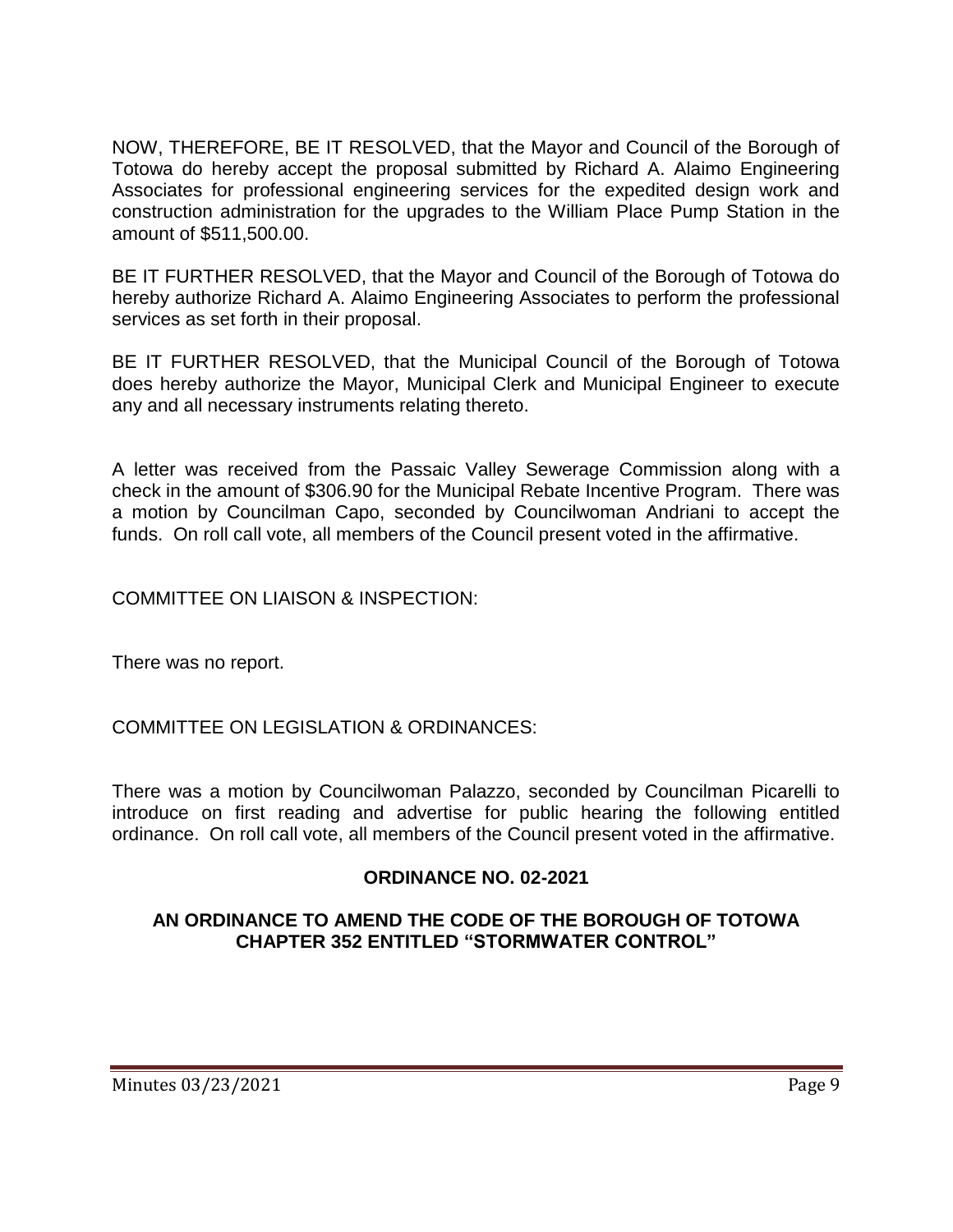NOW, THEREFORE, BE IT RESOLVED, that the Mayor and Council of the Borough of Totowa do hereby accept the proposal submitted by Richard A. Alaimo Engineering Associates for professional engineering services for the expedited design work and construction administration for the upgrades to the William Place Pump Station in the amount of $511,500.00.

BE IT FURTHER RESOLVED, that the Mayor and Council of the Borough of Totowa do hereby authorize Richard A. Alaimo Engineering Associates to perform the professional services as set forth in their proposal.

BE IT FURTHER RESOLVED, that the Municipal Council of the Borough of Totowa does hereby authorize the Mayor, Municipal Clerk and Municipal Engineer to execute any and all necessary instruments relating thereto.

A letter was received from the Passaic Valley Sewerage Commission along with a check in the amount of $306.90 for the Municipal Rebate Incentive Program. There was a motion by Councilman Capo, seconded by Councilwoman Andriani to accept the funds. On roll call vote, all members of the Council present voted in the affirmative.

COMMITTEE ON LIAISON & INSPECTION:

There was no report.

COMMITTEE ON LEGISLATION & ORDINANCES:

There was a motion by Councilwoman Palazzo, seconded by Councilman Picarelli to introduce on first reading and advertise for public hearing the following entitled ordinance. On roll call vote, all members of the Council present voted in the affirmative.

**ORDINANCE NO. 02-2021**

**AN ORDINANCE TO AMEND THE CODE OF THE BOROUGH OF TOTOWA CHAPTER 352 ENTITLED "STORMWATER CONTROL"**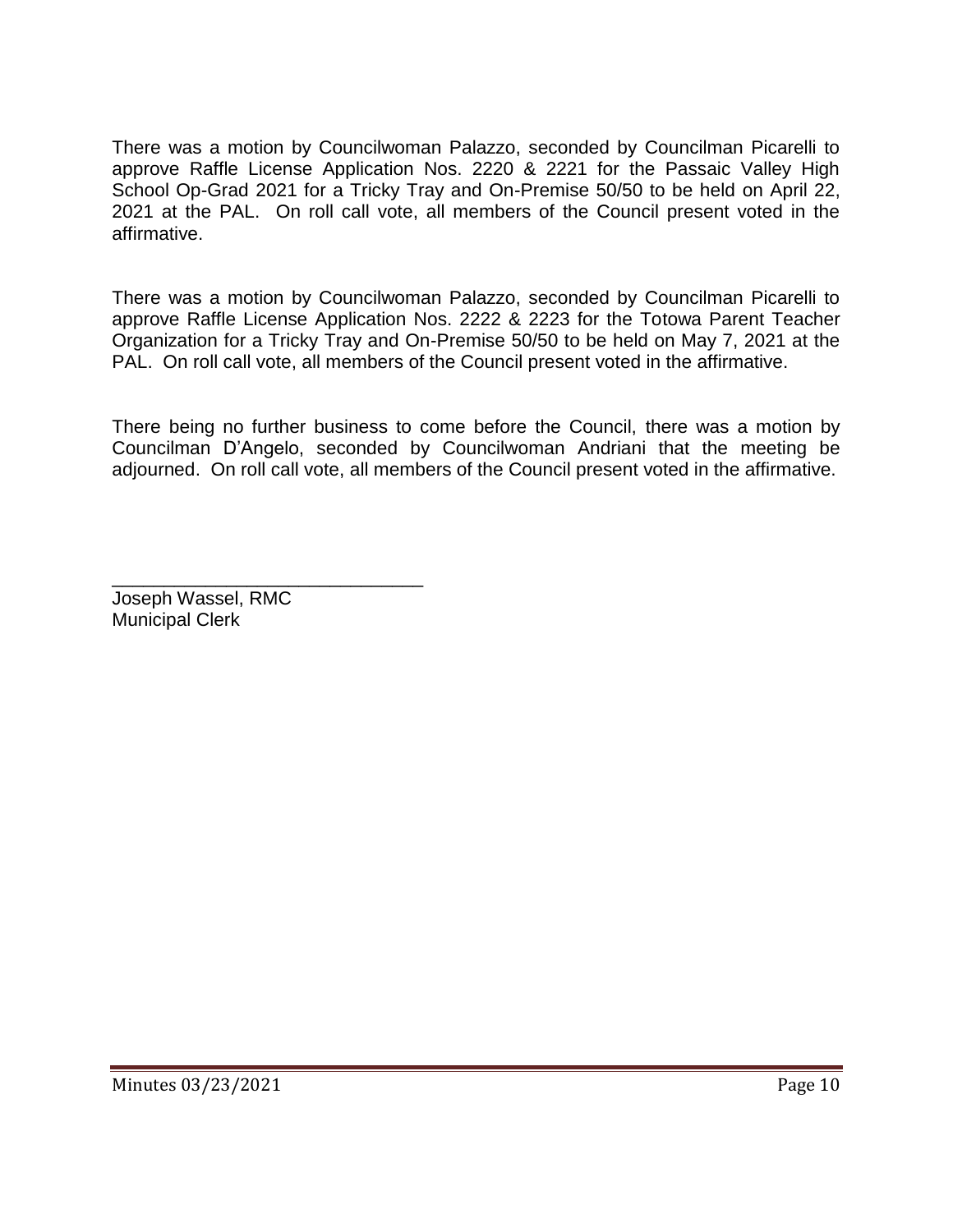There was a motion by Councilwoman Palazzo, seconded by Councilman Picarelli to approve Raffle License Application Nos. 2220 & 2221 for the Passaic Valley High School Op-Grad 2021 for a Tricky Tray and On-Premise 50/50 to be held on April 22, 2021 at the PAL. On roll call vote, all members of the Council present voted in the affirmative.

There was a motion by Councilwoman Palazzo, seconded by Councilman Picarelli to approve Raffle License Application Nos. 2222 & 2223 for the Totowa Parent Teacher Organization for a Tricky Tray and On-Premise 50/50 to be held on May 7, 2021 at the PAL. On roll call vote, all members of the Council present voted in the affirmative.

There being no further business to come before the Council, there was a motion by Councilman D'Angelo, seconded by Councilwoman Andriani that the meeting be adjourned. On roll call vote, all members of the Council present voted in the affirmative.

\_\_\_\_\_\_\_\_\_\_\_\_\_\_\_\_\_\_\_\_\_\_\_\_\_\_\_\_\_\_\_\_

Joseph Wassel, RMC
Municipal Clerk